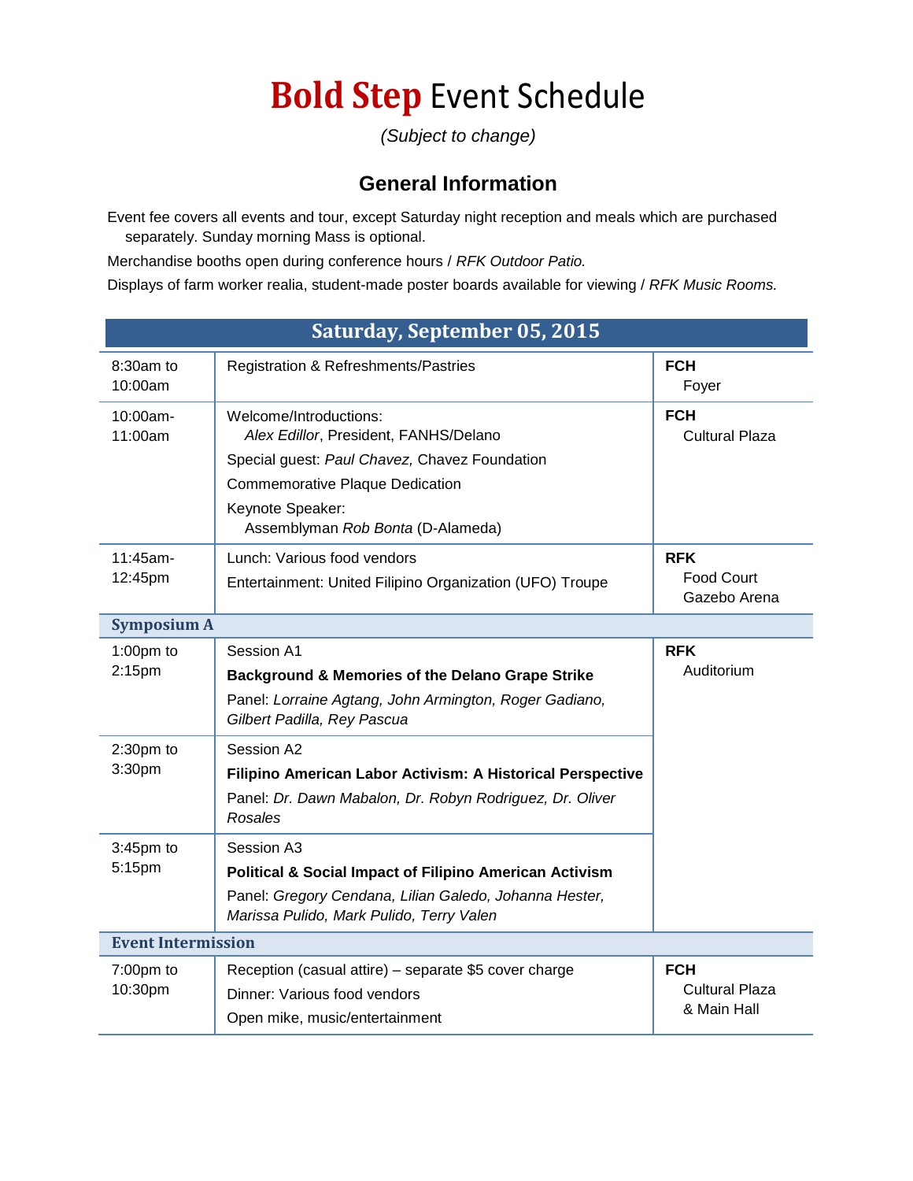# **Bold Step** Event Schedule

*(Subject to change)*

## General Information

Event fee covers all events and tour, except Saturday night reception and meals which are purchased separately. Sunday morning Mass is optional.

Merchandise booths open during conference hours / *RFK Outdoor Patio.*

Displays of farm worker realia, student-made poster boards available for viewing / *RFK Music Rooms.*

| Saturday, September 05, 2015 | | |
|---|---|---|
| 8:30am to 10:00am | Registration & Refreshments/Pastries | **FCH** Foyer |
| 10:00am-11:00am | Welcome/Introductions: *Alex Edillor*, President, FANHS/Delano<br>Special guest: *Paul Chavez,* Chavez Foundation<br>Commemorative Plaque Dedication<br>Keynote Speaker: Assemblyman *Rob Bonta* (D-Alameda) | **FCH** Cultural Plaza |
| 11:45am-12:45pm | Lunch: Various food vendors<br>Entertainment: United Filipino Organization (UFO) Troupe | **RFK** Food Court Gazebo Arena |
| **Symposium A** | | |
| 1:00pm to 2:15pm | Session A1<br>**Background & Memories of the Delano Grape Strike**<br>Panel: *Lorraine Agtang, John Armington, Roger Gadiano, Gilbert Padilla, Rey Pascua* | **RFK** Auditorium |
| 2:30pm to 3:30pm | Session A2<br>**Filipino American Labor Activism: A Historical Perspective**<br>Panel: *Dr. Dawn Mabalon, Dr. Robyn Rodriguez, Dr. Oliver Rosales* | |
| 3:45pm to 5:15pm | Session A3<br>**Political & Social Impact of Filipino American Activism**<br>Panel: *Gregory Cendana, Lilian Galedo, Johanna Hester, Marissa Pulido, Mark Pulido, Terry Valen* | |
| **Event Intermission** | | |
| 7:00pm to 10:30pm | Reception (casual attire) – separate $5 cover charge<br>Dinner: Various food vendors<br>Open mike, music/entertainment | **FCH** Cultural Plaza & Main Hall |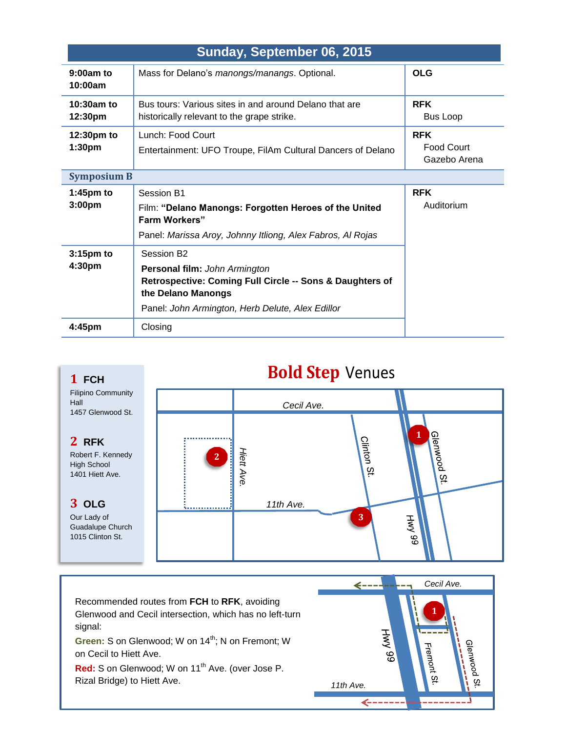| Sunday, September 06, 2015 | | |
|---|---|---|
| **9:00am to 10:00am** | Mass for Delano's *manongs/manangs*. Optional. | **OLG** |
| **10:30am to 12:30pm** | Bus tours: Various sites in and around Delano that are historically relevant to the grape strike. | **RFK** Bus Loop |
| **12:30pm to 1:30pm** | Lunch: Food Court<br>Entertainment: UFO Troupe, FilAm Cultural Dancers of Delano | **RFK** Food Court Gazebo Arena |
| **Symposium B** | | |
| **1:45pm to 3:00pm** | Session B1<br>Film: **"Delano Manongs: Forgotten Heroes of the United Farm Workers"**<br>Panel: *Marissa Aroy, Johnny Itliong, Alex Fabros, Al Rojas* | **RFK** Auditorium |
| **3:15pm to 4:30pm** | Session B2<br>**Personal film:** *John Armington*<br>**Retrospective: Coming Full Circle -- Sons & Daughters of the Delano Manongs**<br>Panel: *John Armington, Herb Delute, Alex Edillor* | |
| **4:45pm** | Closing | |

## Bold Step Venues

**1 FCH**
Filipino Community Hall
1457 Glenwood St.

**2 RFK**
Robert F. Kennedy High School
1401 Hiett Ave.

**3 OLG**
Our Lady of Guadalupe Church
1015 Clinton St.

Cecil Ave.
Hiett Ave.
Clinton St.
Glenwood St.
11th Ave.
Hwy 99

Recommended routes from **FCH** to **RFK**, avoiding Glenwood and Cecil intersection, which has no left-turn signal:

**Green:** S on Glenwood; W on 14th; N on Fremont; W on Cecil to Hiett Ave.

**Red:** S on Glenwood; W on 11th Ave. (over Jose P. Rizal Bridge) to Hiett Ave.

Cecil Ave.
Hwy 99
Fremont St.
Glenwood St.
11th Ave.